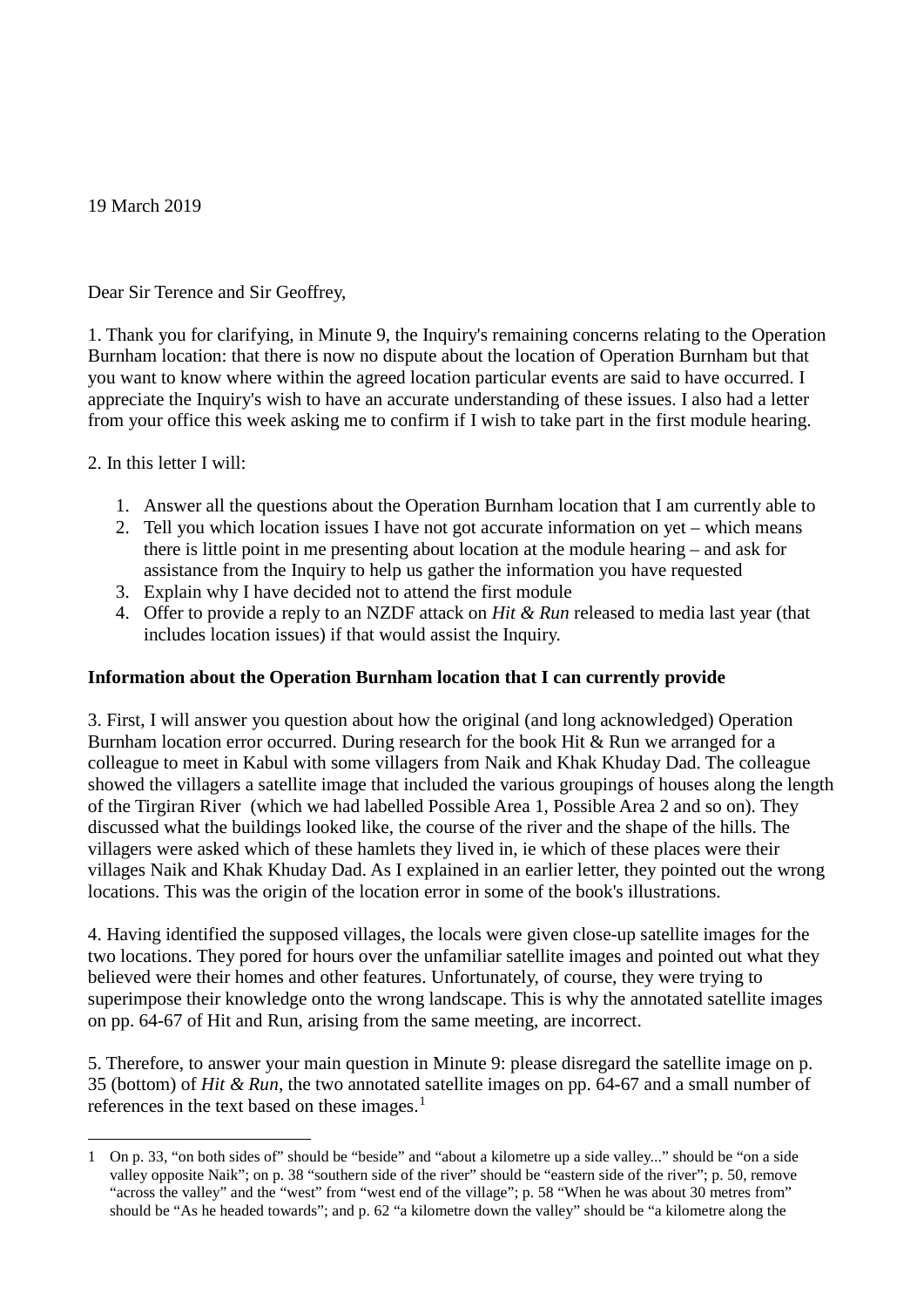19 March 2019

Dear Sir Terence and Sir Geoffrey,

1. Thank you for clarifying, in Minute 9, the Inquiry's remaining concerns relating to the Operation Burnham location: that there is now no dispute about the location of Operation Burnham but that you want to know where within the agreed location particular events are said to have occurred. I appreciate the Inquiry's wish to have an accurate understanding of these issues. I also had a letter from your office this week asking me to confirm if I wish to take part in the first module hearing.

2. In this letter I will:

1. Answer all the questions about the Operation Burnham location that I am currently able to
2. Tell you which location issues I have not got accurate information on yet – which means there is little point in me presenting about location at the module hearing – and ask for assistance from the Inquiry to help us gather the information you have requested
3. Explain why I have decided not to attend the first module
4. Offer to provide a reply to an NZDF attack on *Hit & Run* released to media last year (that includes location issues) if that would assist the Inquiry.

**Information about the Operation Burnham location that I can currently provide**

3. First, I will answer you question about how the original (and long acknowledged) Operation Burnham location error occurred. During research for the book Hit & Run we arranged for a colleague to meet in Kabul with some villagers from Naik and Khak Khuday Dad. The colleague showed the villagers a satellite image that included the various groupings of houses along the length of the Tirgiran River (which we had labelled Possible Area 1, Possible Area 2 and so on). They discussed what the buildings looked like, the course of the river and the shape of the hills. The villagers were asked which of these hamlets they lived in, ie which of these places were their villages Naik and Khak Khuday Dad. As I explained in an earlier letter, they pointed out the wrong locations. This was the origin of the location error in some of the book's illustrations.

4. Having identified the supposed villages, the locals were given close-up satellite images for the two locations. They pored for hours over the unfamiliar satellite images and pointed out what they believed were their homes and other features. Unfortunately, of course, they were trying to superimpose their knowledge onto the wrong landscape. This is why the annotated satellite images on pp. 64-67 of Hit and Run, arising from the same meeting, are incorrect.

5. Therefore, to answer your main question in Minute 9: please disregard the satellite image on p. 35 (bottom) of *Hit & Run*, the two annotated satellite images on pp. 64-67 and a small number of references in the text based on these images.[1]

---

[1] On p. 33, "on both sides of" should be "beside" and "about a kilometre up a side valley..." should be "on a side valley opposite Naik"; on p. 38 "southern side of the river" should be "eastern side of the river"; p. 50, remove "across the valley" and the "west" from "west end of the village"; p. 58 "When he was about 30 metres from" should be "As he headed towards"; and p. 62 "a kilometre down the valley" should be "a kilometre along the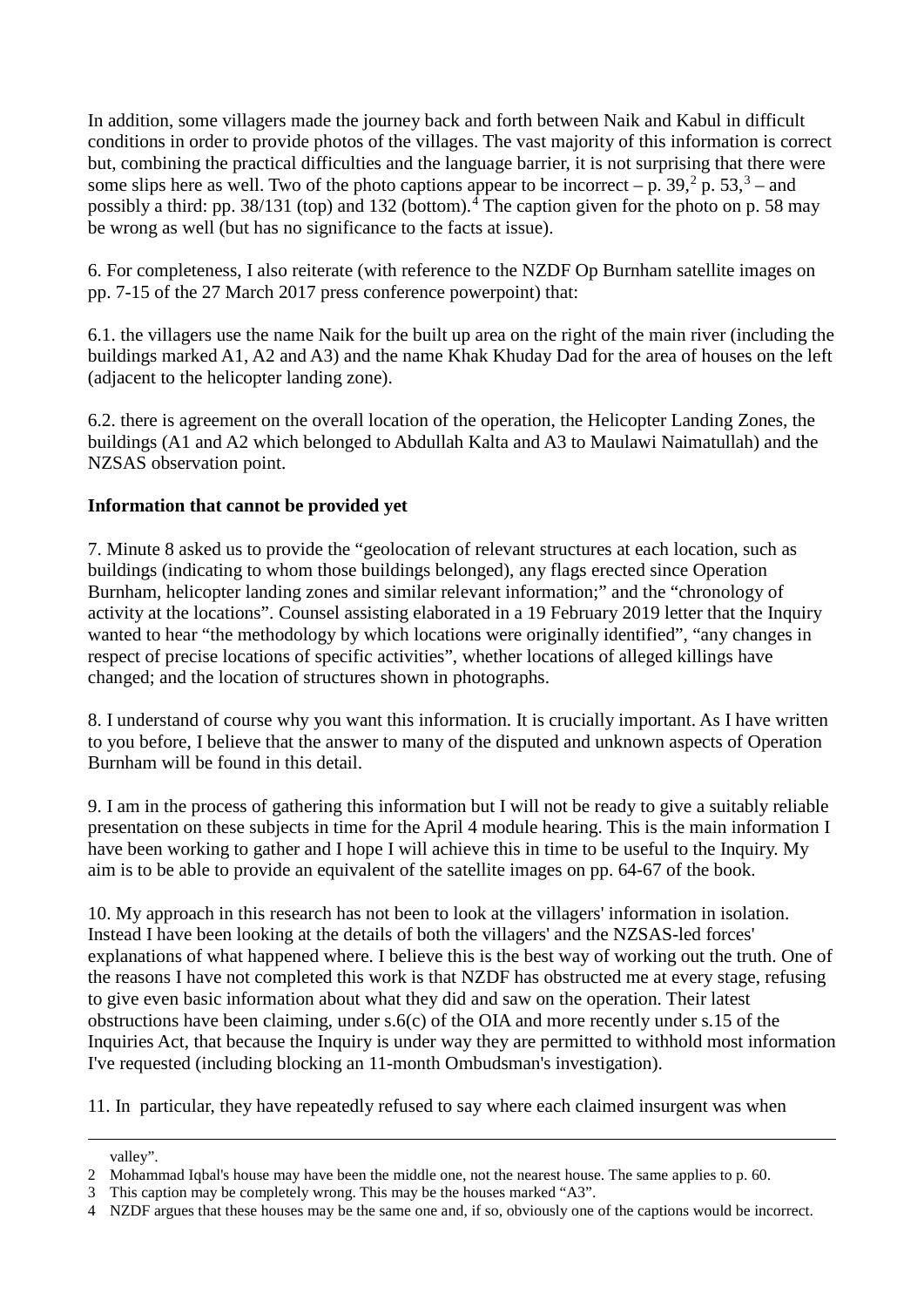In addition, some villagers made the journey back and forth between Naik and Kabul in difficult conditions in order to provide photos of the villages. The vast majority of this information is correct but, combining the practical difficulties and the language barrier, it is not surprising that there were some slips here as well. Two of the photo captions appear to be incorrect – p. 39,[2] p. 53,[3] – and possibly a third: pp. 38/131 (top) and 132 (bottom).[4] The caption given for the photo on p. 58 may be wrong as well (but has no significance to the facts at issue).

6. For completeness, I also reiterate (with reference to the NZDF Op Burnham satellite images on pp. 7-15 of the 27 March 2017 press conference powerpoint) that:

6.1. the villagers use the name Naik for the built up area on the right of the main river (including the buildings marked A1, A2 and A3) and the name Khak Khuday Dad for the area of houses on the left (adjacent to the helicopter landing zone).

6.2. there is agreement on the overall location of the operation, the Helicopter Landing Zones, the buildings (A1 and A2 which belonged to Abdullah Kalta and A3 to Maulawi Naimatullah) and the NZSAS observation point.

**Information that cannot be provided yet**

7. Minute 8 asked us to provide the "geolocation of relevant structures at each location, such as buildings (indicating to whom those buildings belonged), any flags erected since Operation Burnham, helicopter landing zones and similar relevant information;" and the "chronology of activity at the locations". Counsel assisting elaborated in a 19 February 2019 letter that the Inquiry wanted to hear "the methodology by which locations were originally identified", "any changes in respect of precise locations of specific activities", whether locations of alleged killings have changed; and the location of structures shown in photographs.

8. I understand of course why you want this information. It is crucially important. As I have written to you before, I believe that the answer to many of the disputed and unknown aspects of Operation Burnham will be found in this detail.

9. I am in the process of gathering this information but I will not be ready to give a suitably reliable presentation on these subjects in time for the April 4 module hearing. This is the main information I have been working to gather and I hope I will achieve this in time to be useful to the Inquiry. My aim is to be able to provide an equivalent of the satellite images on pp. 64-67 of the book.

10. My approach in this research has not been to look at the villagers' information in isolation. Instead I have been looking at the details of both the villagers' and the NZSAS-led forces' explanations of what happened where. I believe this is the best way of working out the truth. One of the reasons I have not completed this work is that NZDF has obstructed me at every stage, refusing to give even basic information about what they did and saw on the operation. Their latest obstructions have been claiming, under s.6(c) of the OIA and more recently under s.15 of the Inquiries Act, that because the Inquiry is under way they are permitted to withhold most information I've requested (including blocking an 11-month Ombudsman's investigation).

11. In particular, they have repeatedly refused to say where each claimed insurgent was when

---

valley".

[2] Mohammad Iqbal's house may have been the middle one, not the nearest house. The same applies to p. 60.

[3] This caption may be completely wrong. This may be the houses marked "A3".

[4] NZDF argues that these houses may be the same one and, if so, obviously one of the captions would be incorrect.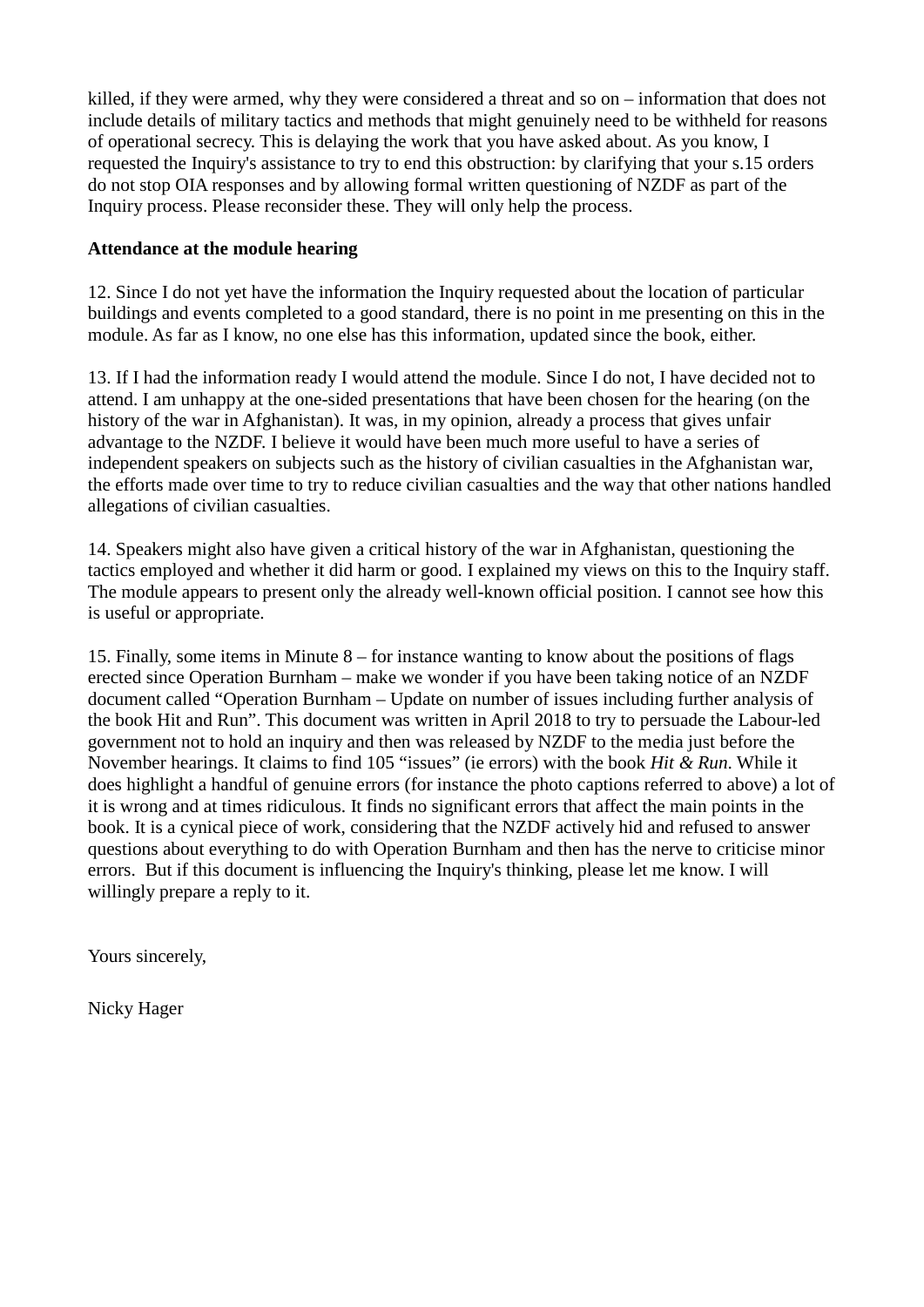killed, if they were armed, why they were considered a threat and so on – information that does not include details of military tactics and methods that might genuinely need to be withheld for reasons of operational secrecy. This is delaying the work that you have asked about. As you know, I requested the Inquiry's assistance to try to end this obstruction: by clarifying that your s.15 orders do not stop OIA responses and by allowing formal written questioning of NZDF as part of the Inquiry process. Please reconsider these. They will only help the process.

**Attendance at the module hearing**

12. Since I do not yet have the information the Inquiry requested about the location of particular buildings and events completed to a good standard, there is no point in me presenting on this in the module. As far as I know, no one else has this information, updated since the book, either.

13. If I had the information ready I would attend the module. Since I do not, I have decided not to attend. I am unhappy at the one-sided presentations that have been chosen for the hearing (on the history of the war in Afghanistan). It was, in my opinion, already a process that gives unfair advantage to the NZDF. I believe it would have been much more useful to have a series of independent speakers on subjects such as the history of civilian casualties in the Afghanistan war, the efforts made over time to try to reduce civilian casualties and the way that other nations handled allegations of civilian casualties.

14. Speakers might also have given a critical history of the war in Afghanistan, questioning the tactics employed and whether it did harm or good. I explained my views on this to the Inquiry staff. The module appears to present only the already well-known official position. I cannot see how this is useful or appropriate.

15. Finally, some items in Minute 8 – for instance wanting to know about the positions of flags erected since Operation Burnham – make we wonder if you have been taking notice of an NZDF document called "Operation Burnham – Update on number of issues including further analysis of the book Hit and Run". This document was written in April 2018 to try to persuade the Labour-led government not to hold an inquiry and then was released by NZDF to the media just before the November hearings. It claims to find 105 "issues" (ie errors) with the book *Hit & Run*. While it does highlight a handful of genuine errors (for instance the photo captions referred to above) a lot of it is wrong and at times ridiculous. It finds no significant errors that affect the main points in the book. It is a cynical piece of work, considering that the NZDF actively hid and refused to answer questions about everything to do with Operation Burnham and then has the nerve to criticise minor errors.  But if this document is influencing the Inquiry's thinking, please let me know. I will willingly prepare a reply to it.

Yours sincerely,

Nicky Hager